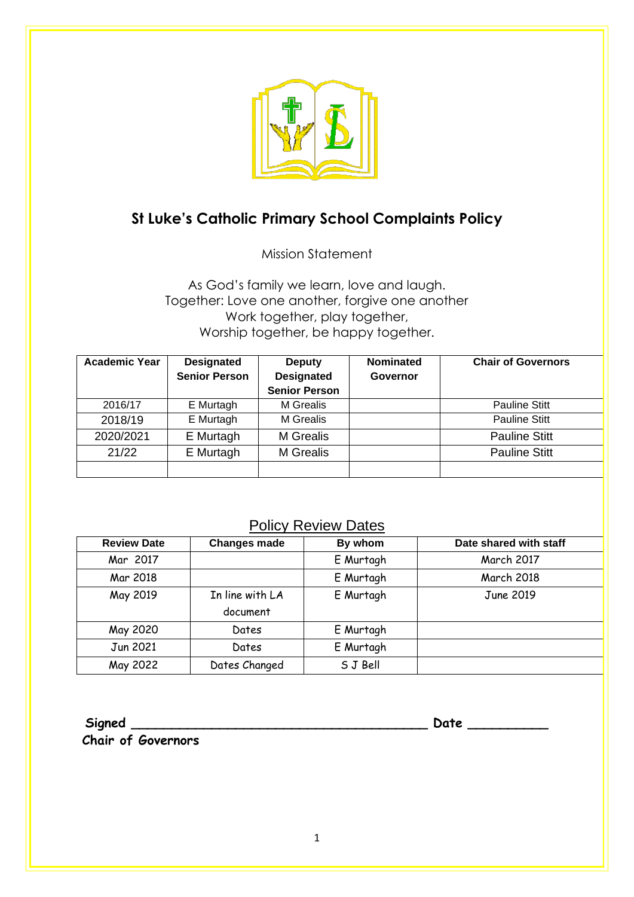# St Luke's Catholic Primary School Complaints Policy

Mission Statement

As God's family we learn, love and laugh.
Together: Love one another, forgive one another
Work together, play together,
Worship together, be happy together.

| Academic Year | Designated Senior Person | Deputy Designated Senior Person | Nominated Governor | Chair of Governors |
|---|---|---|---|---|
| 2016/17 | E Murtagh | M Grealis | | Pauline Stitt |
| 2018/19 | E Murtagh | M Grealis | | Pauline Stitt |
| 2020/2021 | E Murtagh | M Grealis | | Pauline Stitt |
| 21/22 | E Murtagh | M Grealis | | Pauline Stitt |
| | | | | |

## Policy Review Dates

| Review Date | Changes made | By whom | Date shared with staff |
|---|---|---|---|
| Mar 2017 | | E Murtagh | March 2017 |
| Mar 2018 | | E Murtagh | March 2018 |
| May 2019 | In line with LA document | E Murtagh | June 2019 |
| May 2020 | Dates | E Murtagh | |
| Jun 2021 | Dates | E Murtagh | |
| May 2022 | Dates Changed | S J Bell | |

**Signed \_\_\_\_\_\_\_\_\_\_\_\_\_\_\_\_\_\_\_\_\_\_\_\_\_\_\_\_\_\_\_\_\_\_\_\_\_\_\_\_ Date \_\_\_\_\_\_\_\_\_\_**
**Chair of Governors**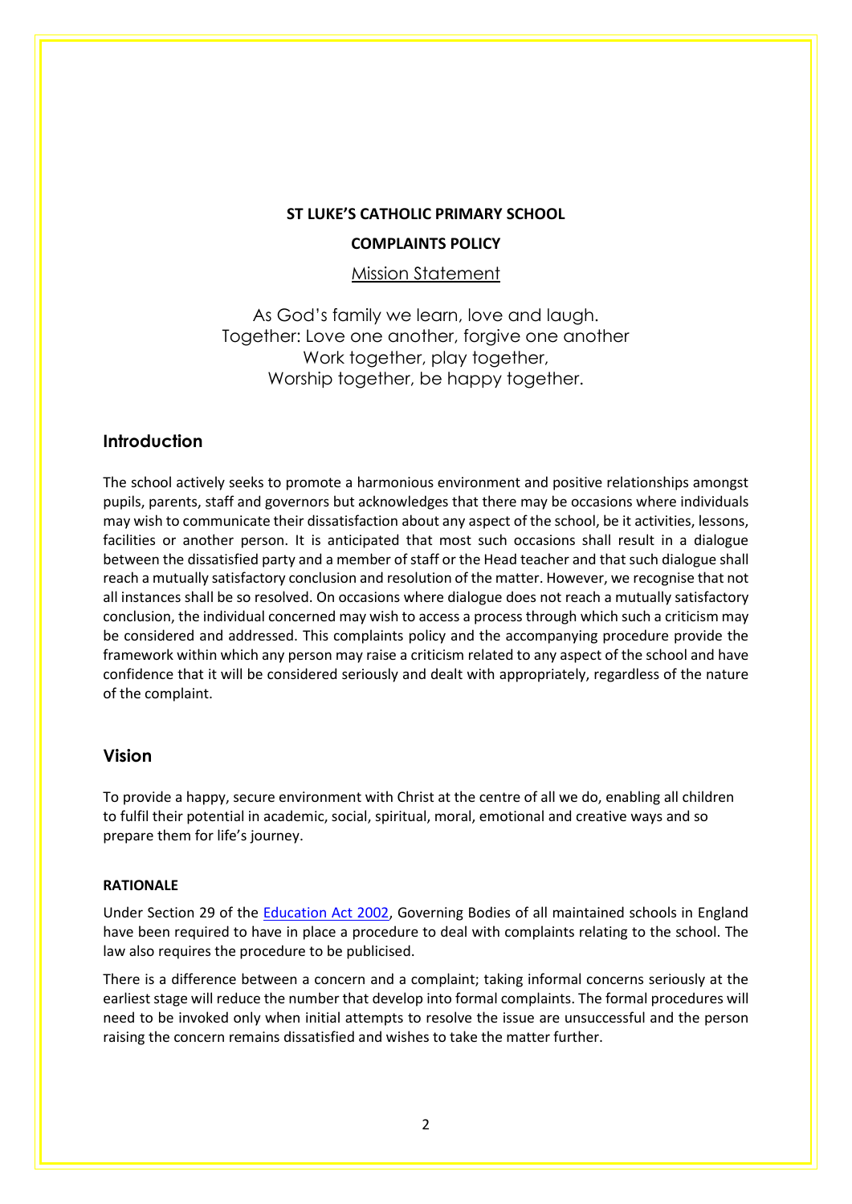**ST LUKE'S CATHOLIC PRIMARY SCHOOL**

**COMPLAINTS POLICY**

Mission Statement

As God's family we learn, love and laugh.
Together: Love one another, forgive one another
Work together, play together,
Worship together, be happy together.

## Introduction

The school actively seeks to promote a harmonious environment and positive relationships amongst pupils, parents, staff and governors but acknowledges that there may be occasions where individuals may wish to communicate their dissatisfaction about any aspect of the school, be it activities, lessons, facilities or another person. It is anticipated that most such occasions shall result in a dialogue between the dissatisfied party and a member of staff or the Head teacher and that such dialogue shall reach a mutually satisfactory conclusion and resolution of the matter. However, we recognise that not all instances shall be so resolved. On occasions where dialogue does not reach a mutually satisfactory conclusion, the individual concerned may wish to access a process through which such a criticism may be considered and addressed. This complaints policy and the accompanying procedure provide the framework within which any person may raise a criticism related to any aspect of the school and have confidence that it will be considered seriously and dealt with appropriately, regardless of the nature of the complaint.

## Vision

To provide a happy, secure environment with Christ at the centre of all we do, enabling all children to fulfil their potential in academic, social, spiritual, moral, emotional and creative ways and so prepare them for life's journey.

### RATIONALE

Under Section 29 of the Education Act 2002, Governing Bodies of all maintained schools in England have been required to have in place a procedure to deal with complaints relating to the school. The law also requires the procedure to be publicised.

There is a difference between a concern and a complaint; taking informal concerns seriously at the earliest stage will reduce the number that develop into formal complaints. The formal procedures will need to be invoked only when initial attempts to resolve the issue are unsuccessful and the person raising the concern remains dissatisfied and wishes to take the matter further.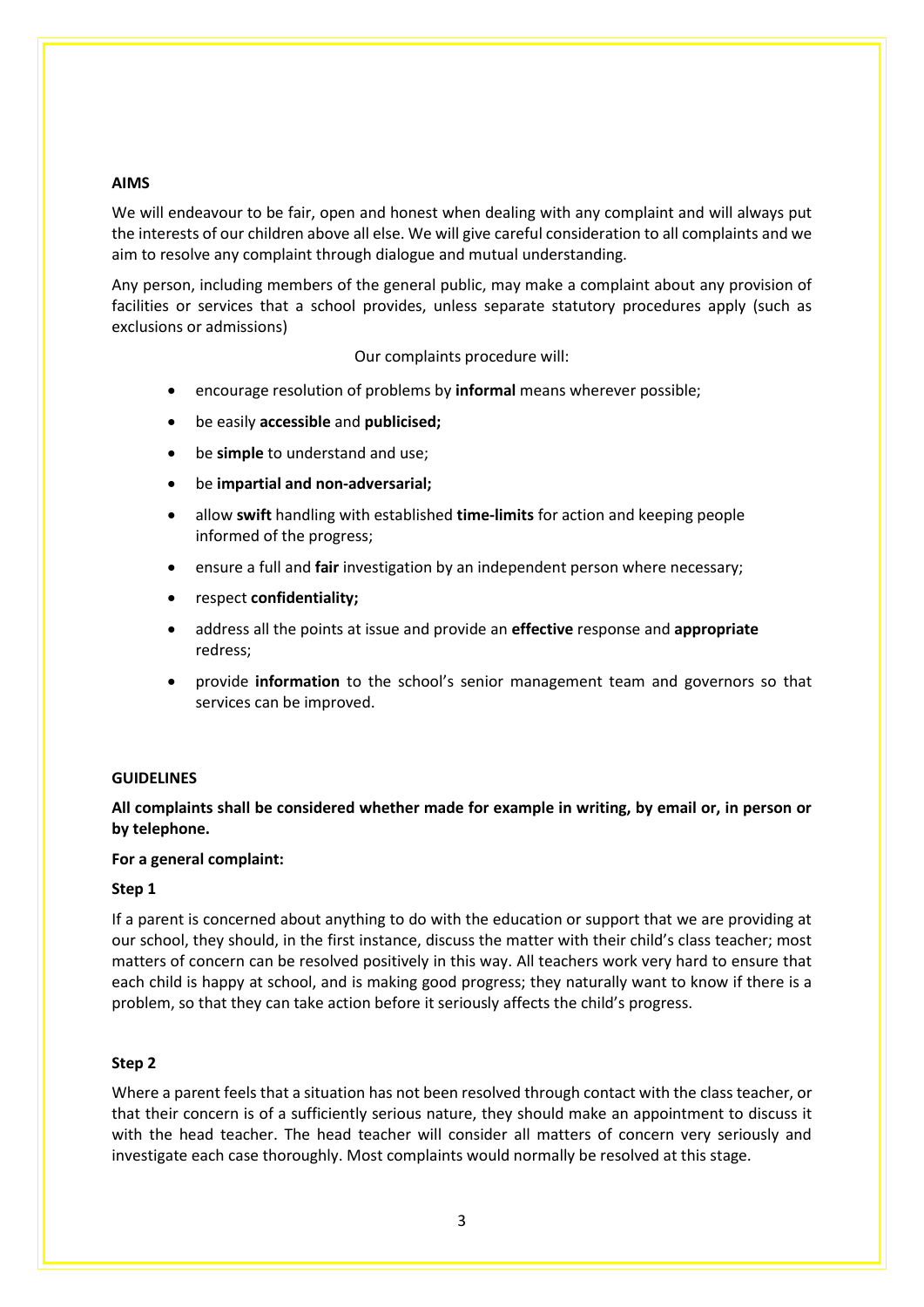## AIMS

We will endeavour to be fair, open and honest when dealing with any complaint and will always put the interests of our children above all else. We will give careful consideration to all complaints and we aim to resolve any complaint through dialogue and mutual understanding.

Any person, including members of the general public, may make a complaint about any provision of facilities or services that a school provides, unless separate statutory procedures apply (such as exclusions or admissions)

Our complaints procedure will:

- encourage resolution of problems by **informal** means wherever possible;
- be easily **accessible** and **publicised;**
- be **simple** to understand and use;
- be **impartial and non-adversarial;**
- allow **swift** handling with established **time-limits** for action and keeping people informed of the progress;
- ensure a full and **fair** investigation by an independent person where necessary;
- respect **confidentiality;**
- address all the points at issue and provide an **effective** response and **appropriate** redress;
- provide **information** to the school's senior management team and governors so that services can be improved.

## GUIDELINES

**All complaints shall be considered whether made for example in writing, by email or, in person or by telephone.**

**For a general complaint:**

### Step 1

If a parent is concerned about anything to do with the education or support that we are providing at our school, they should, in the first instance, discuss the matter with their child's class teacher; most matters of concern can be resolved positively in this way. All teachers work very hard to ensure that each child is happy at school, and is making good progress; they naturally want to know if there is a problem, so that they can take action before it seriously affects the child's progress.

### Step 2

Where a parent feels that a situation has not been resolved through contact with the class teacher, or that their concern is of a sufficiently serious nature, they should make an appointment to discuss it with the head teacher. The head teacher will consider all matters of concern very seriously and investigate each case thoroughly. Most complaints would normally be resolved at this stage.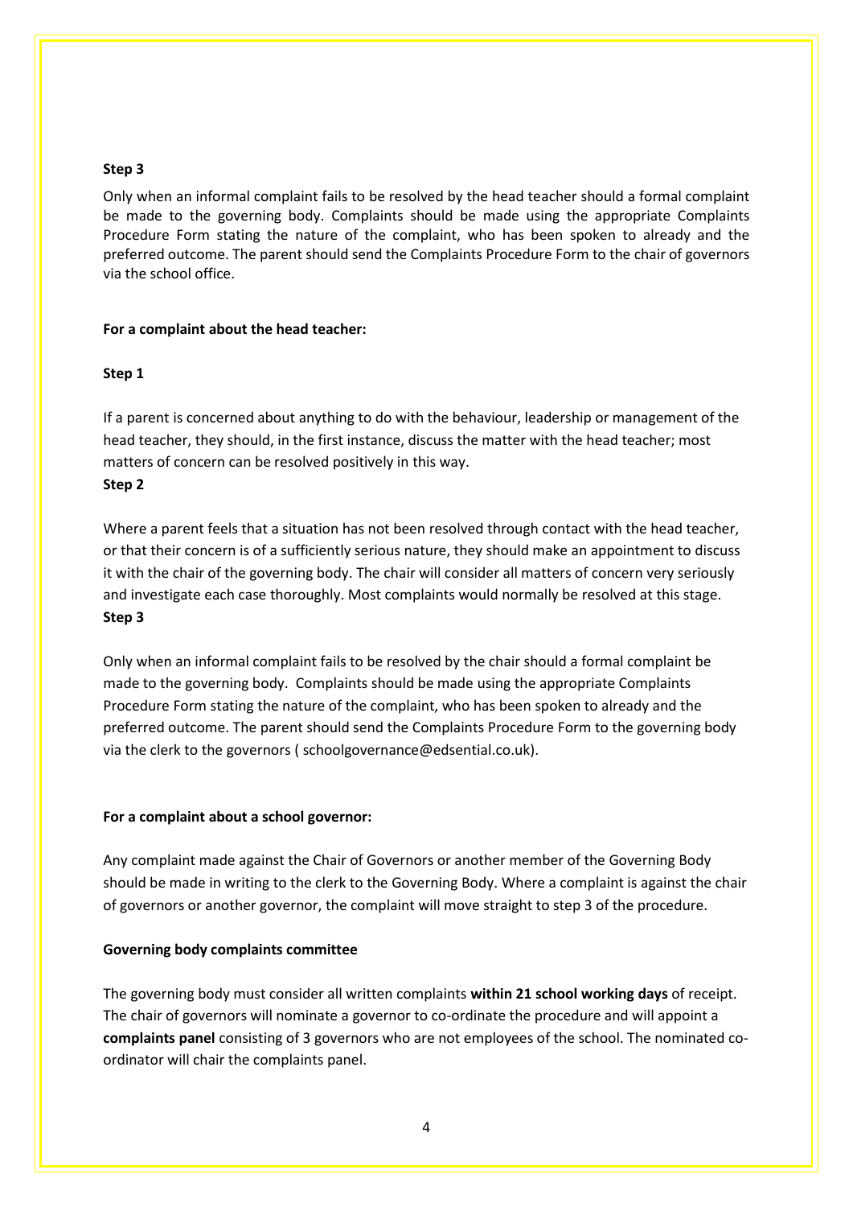**Step 3**

Only when an informal complaint fails to be resolved by the head teacher should a formal complaint be made to the governing body. Complaints should be made using the appropriate Complaints Procedure Form stating the nature of the complaint, who has been spoken to already and the preferred outcome. The parent should send the Complaints Procedure Form to the chair of governors via the school office.

**For a complaint about the head teacher:**

**Step 1**

If a parent is concerned about anything to do with the behaviour, leadership or management of the head teacher, they should, in the first instance, discuss the matter with the head teacher; most matters of concern can be resolved positively in this way.

**Step 2**

Where a parent feels that a situation has not been resolved through contact with the head teacher, or that their concern is of a sufficiently serious nature, they should make an appointment to discuss it with the chair of the governing body. The chair will consider all matters of concern very seriously and investigate each case thoroughly. Most complaints would normally be resolved at this stage.

**Step 3**

Only when an informal complaint fails to be resolved by the chair should a formal complaint be made to the governing body. Complaints should be made using the appropriate Complaints Procedure Form stating the nature of the complaint, who has been spoken to already and the preferred outcome. The parent should send the Complaints Procedure Form to the governing body via the clerk to the governors ( schoolgovernance@edsential.co.uk).

**For a complaint about a school governor:**

Any complaint made against the Chair of Governors or another member of the Governing Body should be made in writing to the clerk to the Governing Body. Where a complaint is against the chair of governors or another governor, the complaint will move straight to step 3 of the procedure.

**Governing body complaints committee**

The governing body must consider all written complaints **within 21 school working days** of receipt. The chair of governors will nominate a governor to co-ordinate the procedure and will appoint a **complaints panel** consisting of 3 governors who are not employees of the school. The nominated co-ordinator will chair the complaints panel.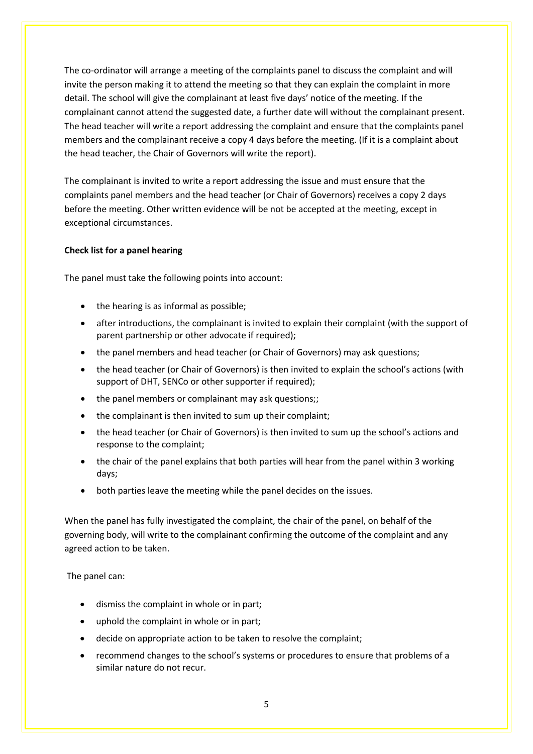The co-ordinator will arrange a meeting of the complaints panel to discuss the complaint and will invite the person making it to attend the meeting so that they can explain the complaint in more detail. The school will give the complainant at least five days' notice of the meeting. If the complainant cannot attend the suggested date, a further date will without the complainant present. The head teacher will write a report addressing the complaint and ensure that the complaints panel members and the complainant receive a copy 4 days before the meeting. (If it is a complaint about the head teacher, the Chair of Governors will write the report).

The complainant is invited to write a report addressing the issue and must ensure that the complaints panel members and the head teacher (or Chair of Governors) receives a copy 2 days before the meeting. Other written evidence will be not be accepted at the meeting, except in exceptional circumstances.

**Check list for a panel hearing**

The panel must take the following points into account:

- the hearing is as informal as possible;
- after introductions, the complainant is invited to explain their complaint (with the support of parent partnership or other advocate if required);
- the panel members and head teacher (or Chair of Governors) may ask questions;
- the head teacher (or Chair of Governors) is then invited to explain the school's actions (with support of DHT, SENCo or other supporter if required);
- the panel members or complainant may ask questions;;
- the complainant is then invited to sum up their complaint;
- the head teacher (or Chair of Governors) is then invited to sum up the school's actions and response to the complaint;
- the chair of the panel explains that both parties will hear from the panel within 3 working days;
- both parties leave the meeting while the panel decides on the issues.

When the panel has fully investigated the complaint, the chair of the panel, on behalf of the governing body, will write to the complainant confirming the outcome of the complaint and any agreed action to be taken.

The panel can:

- dismiss the complaint in whole or in part;
- uphold the complaint in whole or in part;
- decide on appropriate action to be taken to resolve the complaint;
- recommend changes to the school's systems or procedures to ensure that problems of a similar nature do not recur.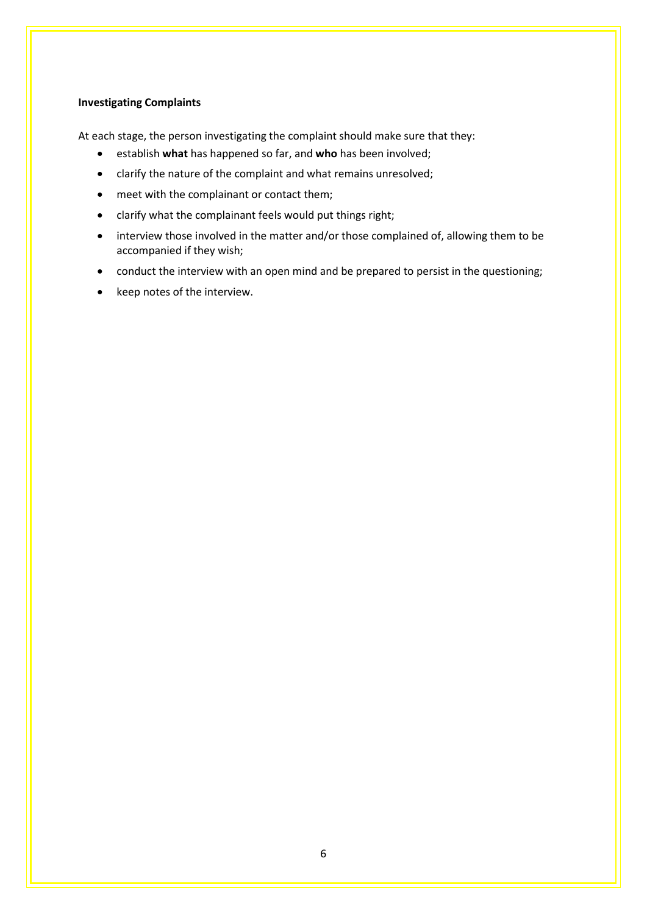**Investigating Complaints**

At each stage, the person investigating the complaint should make sure that they:

- establish **what** has happened so far, and **who** has been involved;
- clarify the nature of the complaint and what remains unresolved;
- meet with the complainant or contact them;
- clarify what the complainant feels would put things right;
- interview those involved in the matter and/or those complained of, allowing them to be accompanied if they wish;
- conduct the interview with an open mind and be prepared to persist in the questioning;
- keep notes of the interview.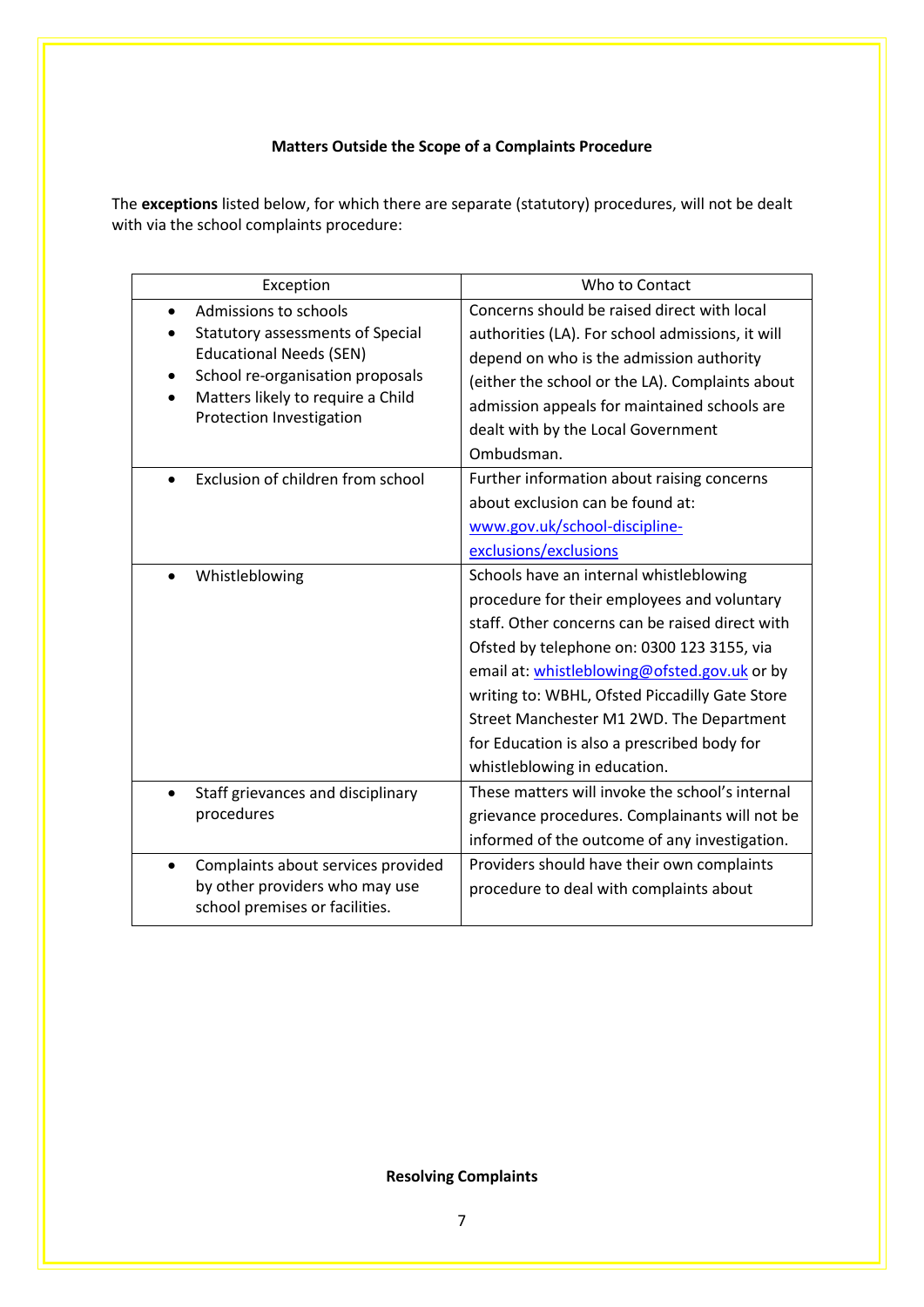### Matters Outside the Scope of a Complaints Procedure

The **exceptions** listed below, for which there are separate (statutory) procedures, will not be dealt with via the school complaints procedure:

| Exception | Who to Contact |
|---|---|
| • Admissions to schools<br>• Statutory assessments of Special Educational Needs (SEN)<br>• School re-organisation proposals<br>• Matters likely to require a Child Protection Investigation | Concerns should be raised direct with local authorities (LA). For school admissions, it will depend on who is the admission authority (either the school or the LA). Complaints about admission appeals for maintained schools are dealt with by the Local Government Ombudsman. |
| • Exclusion of children from school | Further information about raising concerns about exclusion can be found at: [www.gov.uk/school-discipline-exclusions/exclusions](www.gov.uk/school-discipline-exclusions/exclusions) |
| • Whistleblowing | Schools have an internal whistleblowing procedure for their employees and voluntary staff. Other concerns can be raised direct with Ofsted by telephone on: 0300 123 3155, via email at: [whistleblowing@ofsted.gov.uk](mailto:whistleblowing@ofsted.gov.uk) or by writing to: WBHL, Ofsted Piccadilly Gate Store Street Manchester M1 2WD. The Department for Education is also a prescribed body for whistleblowing in education. |
| • Staff grievances and disciplinary procedures | These matters will invoke the school's internal grievance procedures. Complainants will not be informed of the outcome of any investigation. |
| • Complaints about services provided by other providers who may use school premises or facilities. | Providers should have their own complaints procedure to deal with complaints about |

### Resolving Complaints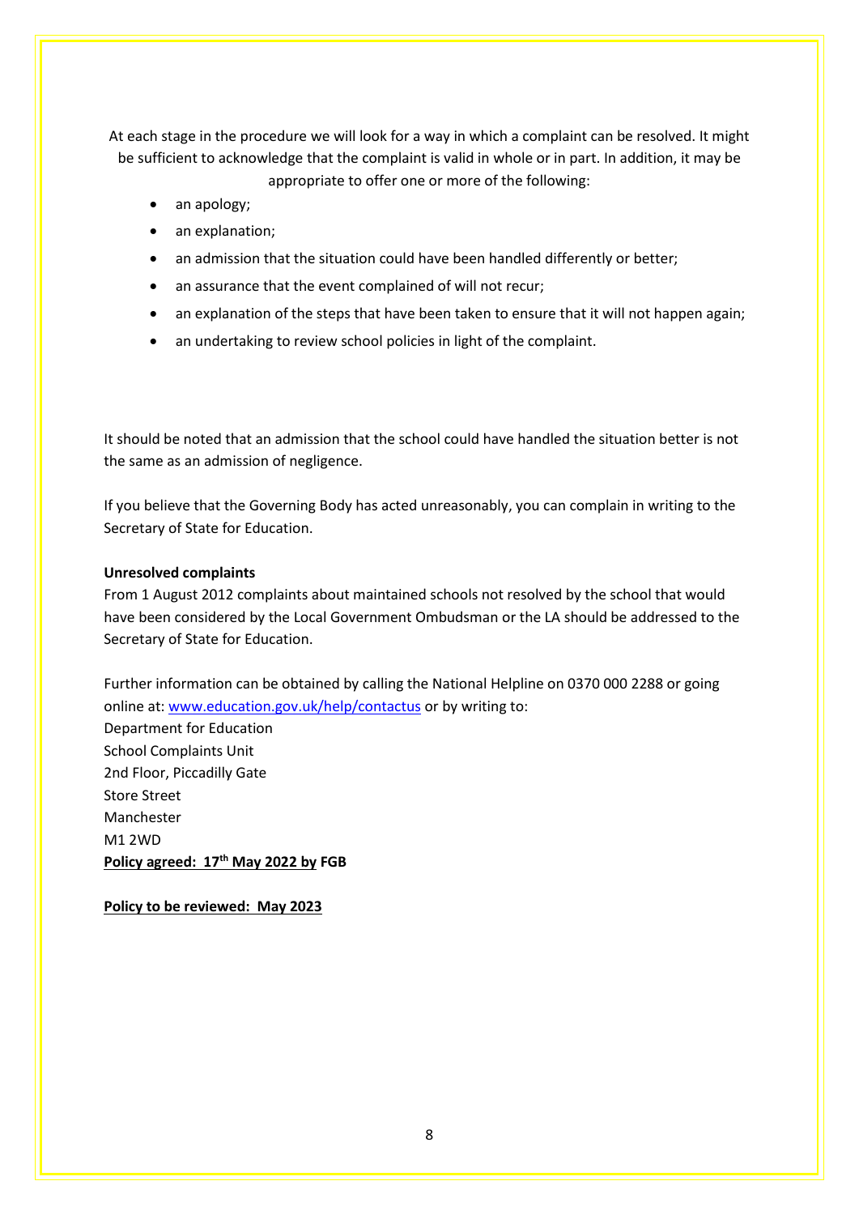At each stage in the procedure we will look for a way in which a complaint can be resolved. It might be sufficient to acknowledge that the complaint is valid in whole or in part. In addition, it may be appropriate to offer one or more of the following:

- an apology;
- an explanation;
- an admission that the situation could have been handled differently or better;
- an assurance that the event complained of will not recur;
- an explanation of the steps that have been taken to ensure that it will not happen again;
- an undertaking to review school policies in light of the complaint.

It should be noted that an admission that the school could have handled the situation better is not the same as an admission of negligence.

If you believe that the Governing Body has acted unreasonably, you can complain in writing to the Secretary of State for Education.

**Unresolved complaints**

From 1 August 2012 complaints about maintained schools not resolved by the school that would have been considered by the Local Government Ombudsman or the LA should be addressed to the Secretary of State for Education.

Further information can be obtained by calling the National Helpline on 0370 000 2288 or going online at: [www.education.gov.uk/help/contactus](www.education.gov.uk/help/contactus) or by writing to:
Department for Education
School Complaints Unit
2nd Floor, Piccadilly Gate
Store Street
Manchester
M1 2WD

**Policy agreed: 17th May 2022 by FGB**

**Policy to be reviewed: May 2023**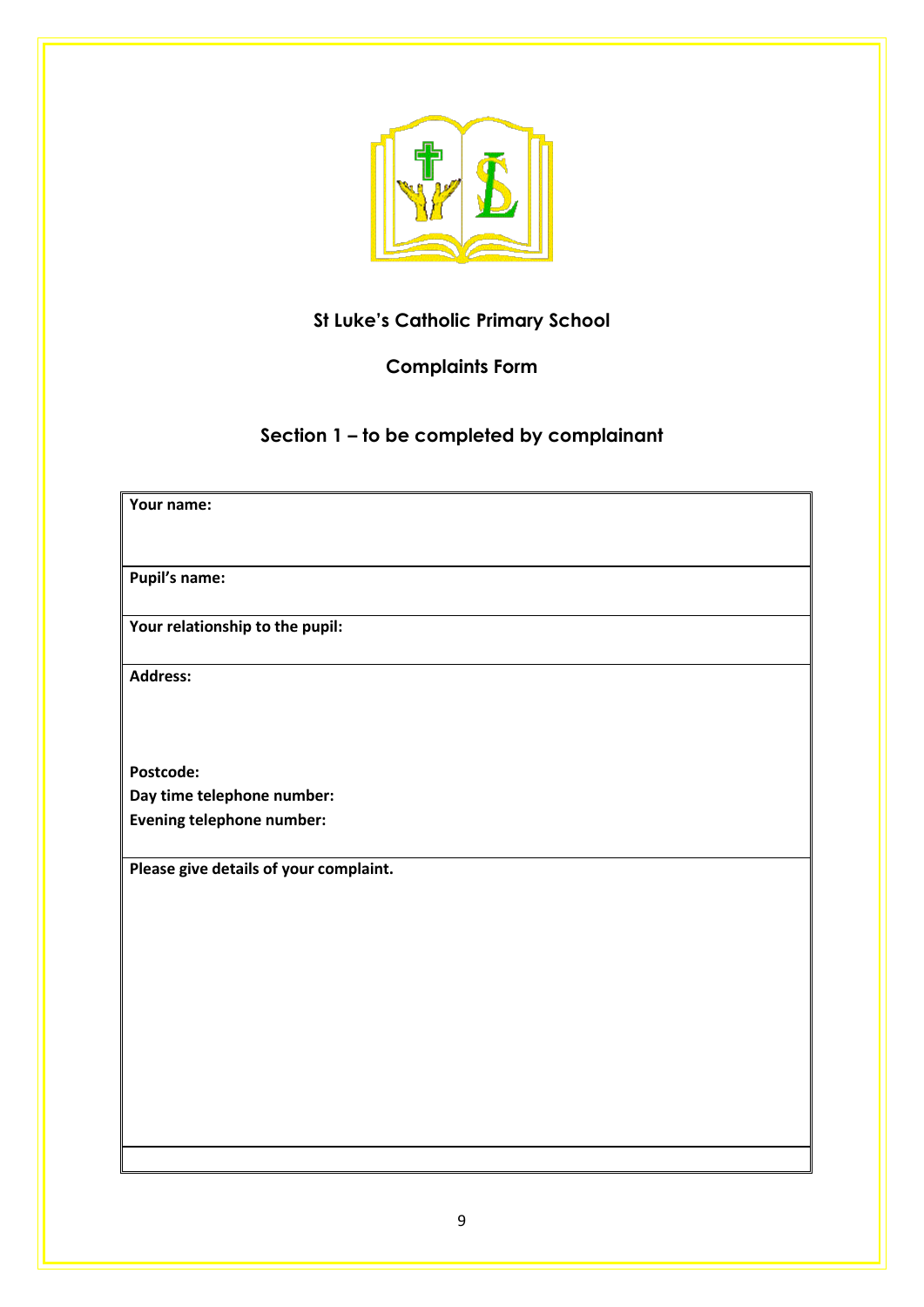## St Luke's Catholic Primary School

## Complaints Form

### Section 1 – to be completed by complainant

| **Your name:** |
|---|
| **Pupil's name:** |
| **Your relationship to the pupil:** |
| **Address:**<br><br><br>**Postcode:**<br>**Day time telephone number:**<br>**Evening telephone number:** |
| **Please give details of your complaint.** |
| |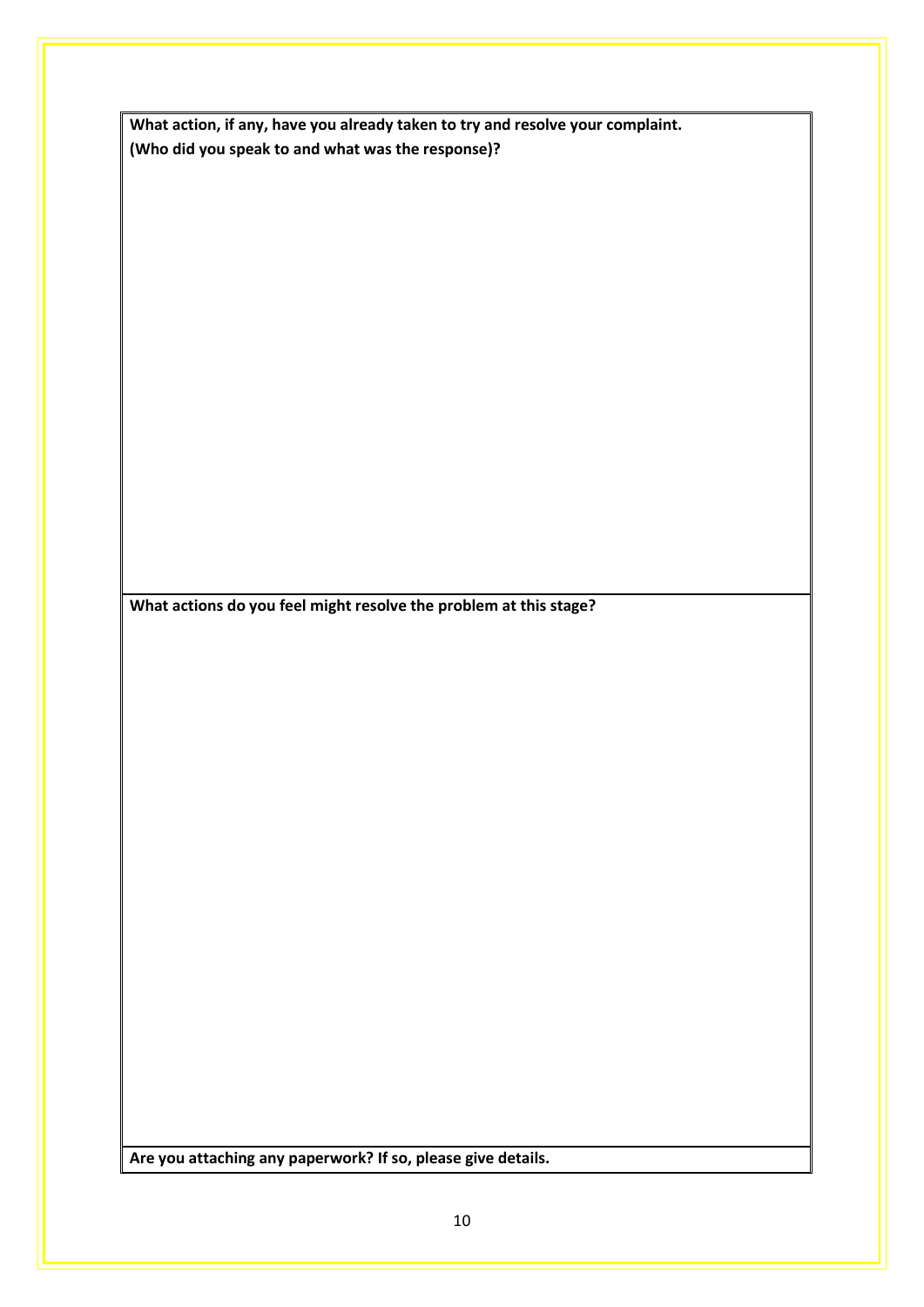**What action, if any, have you already taken to try and resolve your complaint.**
**(Who did you speak to and what was the response)?**

&nbsp;

**What actions do you feel might resolve the problem at this stage?**

&nbsp;

**Are you attaching any paperwork? If so, please give details.**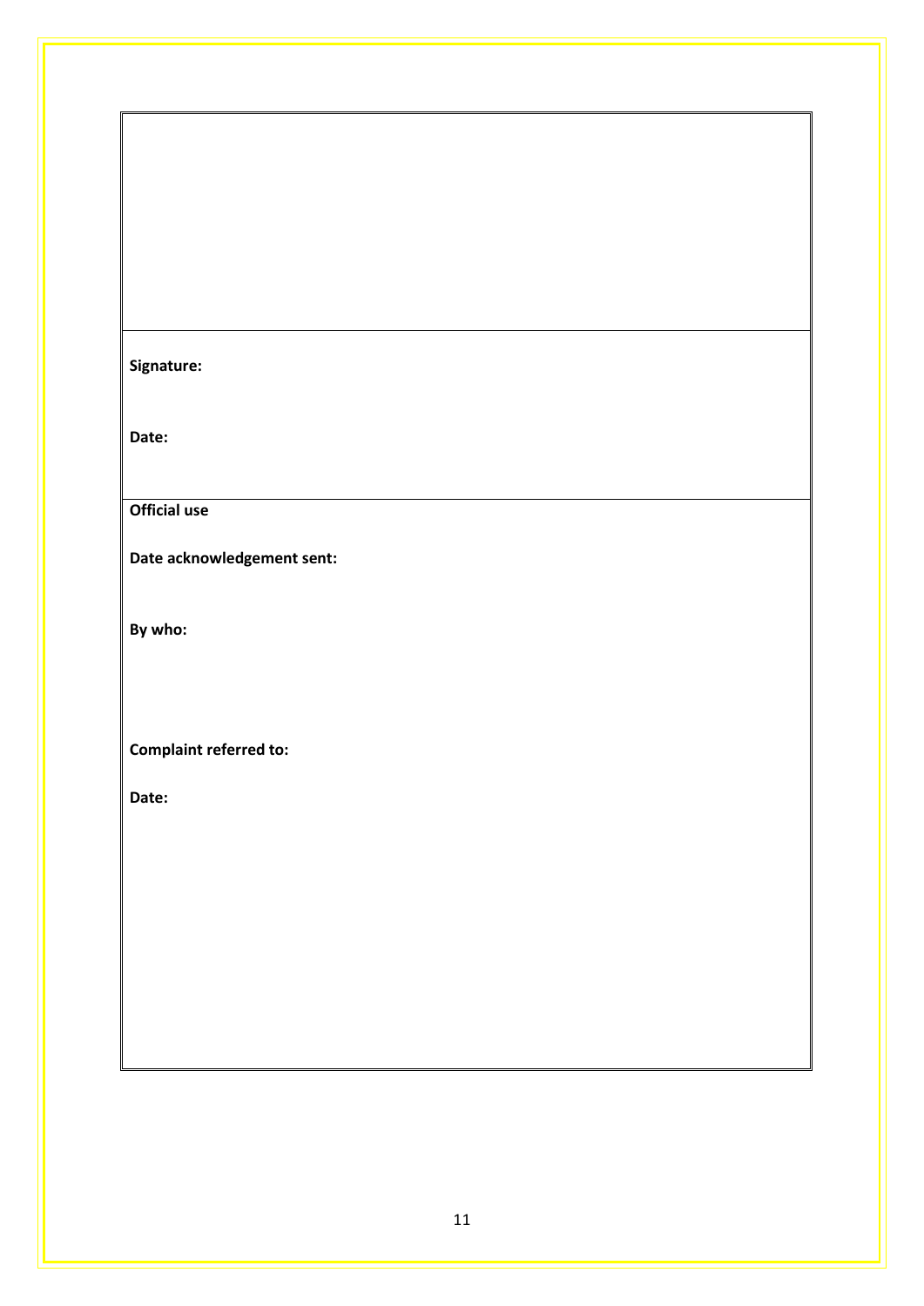**Signature:**

**Date:**

**Official use**

**Date acknowledgement sent:**

**By who:**

**Complaint referred to:**

**Date:**